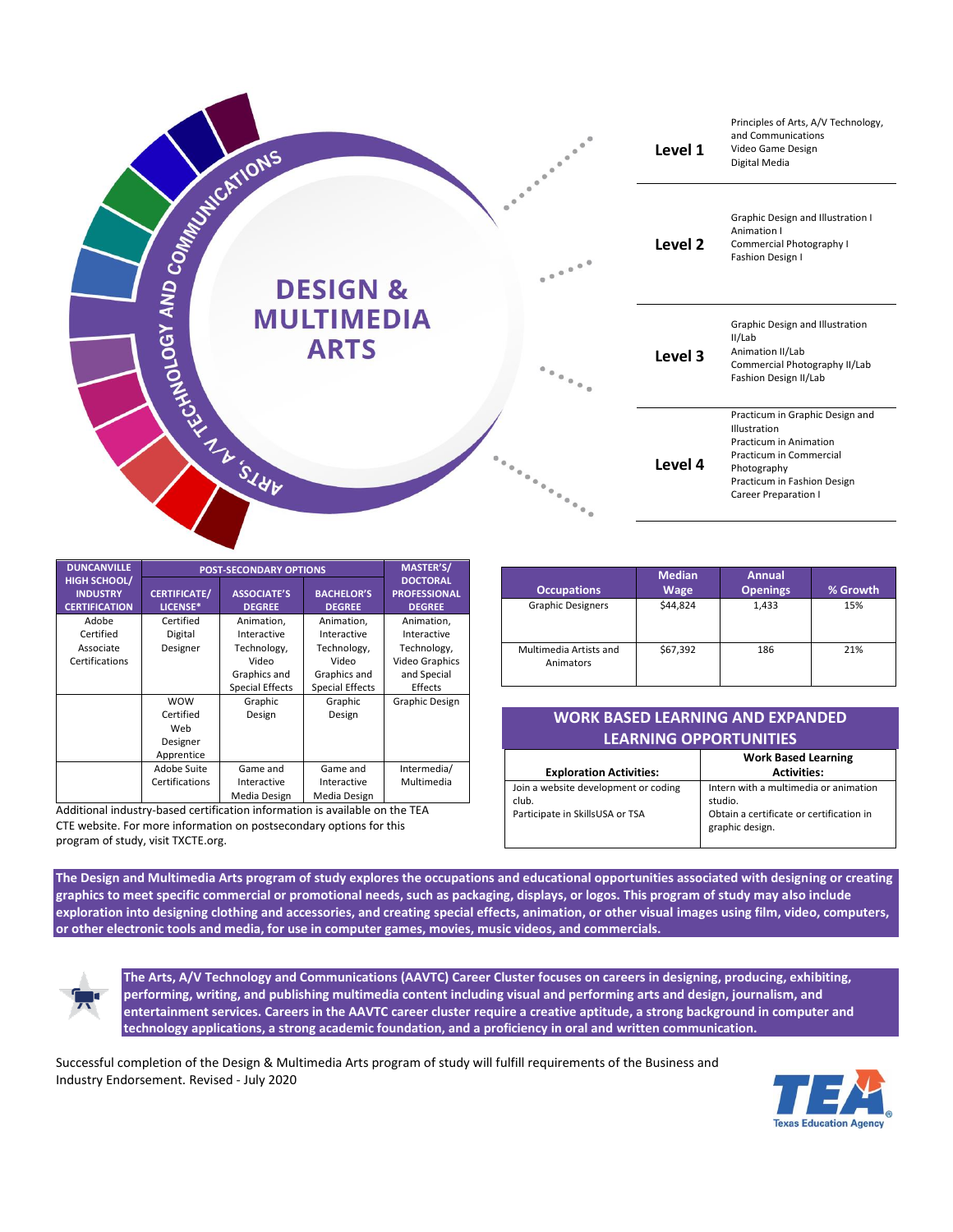# DESIGN & MULTIMEDIA ARTS

ARTS, A/V TECHNOLOGY AND COMMUNICATIONS

| Level | Courses |
|---|---|
| **Level 1** | Principles of Arts, A/V Technology, and Communications<br>Video Game Design<br>Digital Media |
| **Level 2** | Graphic Design and Illustration I<br>Animation I<br>Commercial Photography I<br>Fashion Design I |
| **Level 3** | Graphic Design and Illustration II/Lab<br>Animation II/Lab<br>Commercial Photography II/Lab<br>Fashion Design II/Lab |
| **Level 4** | Practicum in Graphic Design and Illustration<br>Practicum in Animation<br>Practicum in Commercial Photography<br>Practicum in Fashion Design<br>Career Preparation I |

| DUNCANVILLE HIGH SCHOOL/ INDUSTRY CERTIFICATION | POST-SECONDARY OPTIONS | | | MASTER'S/ DOCTORAL PROFESSIONAL DEGREE |
|---|---|---|---|---|
| | CERTIFICATE/ LICENSE* | ASSOCIATE'S DEGREE | BACHELOR'S DEGREE | |
| Adobe Certified Associate Certifications | Certified Digital Designer | Animation, Interactive Technology, Video Graphics and Special Effects | Animation, Interactive Technology, Video Graphics and Special Effects | Animation, Interactive Technology, Video Graphics and Special Effects |
| | WOW Certified Web Designer Apprentice | Graphic Design | Graphic Design | Graphic Design |
| | Adobe Suite Certifications | Game and Interactive Media Design | Game and Interactive Media Design | Intermedia/ Multimedia |

Additional industry-based certification information is available on the TEA CTE website. For more information on postsecondary options for this program of study, visit TXCTE.org.

| Occupations | Median Wage | Annual Openings | % Growth |
|---|---|---|---|
| Graphic Designers | $44,824 | 1,433 | 15% |
| Multimedia Artists and Animators | $67,392 | 186 | 21% |

## WORK BASED LEARNING AND EXPANDED LEARNING OPPORTUNITIES

| Exploration Activities: | Work Based Learning Activities: |
|---|---|
| Join a website development or coding club.<br>Participate in SkillsUSA or TSA | Intern with a multimedia or animation studio.<br>Obtain a certificate or certification in graphic design. |

**The Design and Multimedia Arts program of study explores the occupations and educational opportunities associated with designing or creating graphics to meet specific commercial or promotional needs, such as packaging, displays, or logos. This program of study may also include exploration into designing clothing and accessories, and creating special effects, animation, or other visual images using film, video, computers, or other electronic tools and media, for use in computer games, movies, music videos, and commercials.**

**The Arts, A/V Technology and Communications (AAVTC) Career Cluster focuses on careers in designing, producing, exhibiting, performing, writing, and publishing multimedia content including visual and performing arts and design, journalism, and entertainment services. Careers in the AAVTC career cluster require a creative aptitude, a strong background in computer and technology applications, a strong academic foundation, and a proficiency in oral and written communication.**

Successful completion of the Design & Multimedia Arts program of study will fulfill requirements of the Business and Industry Endorsement. Revised - July 2020

TEA Texas Education Agency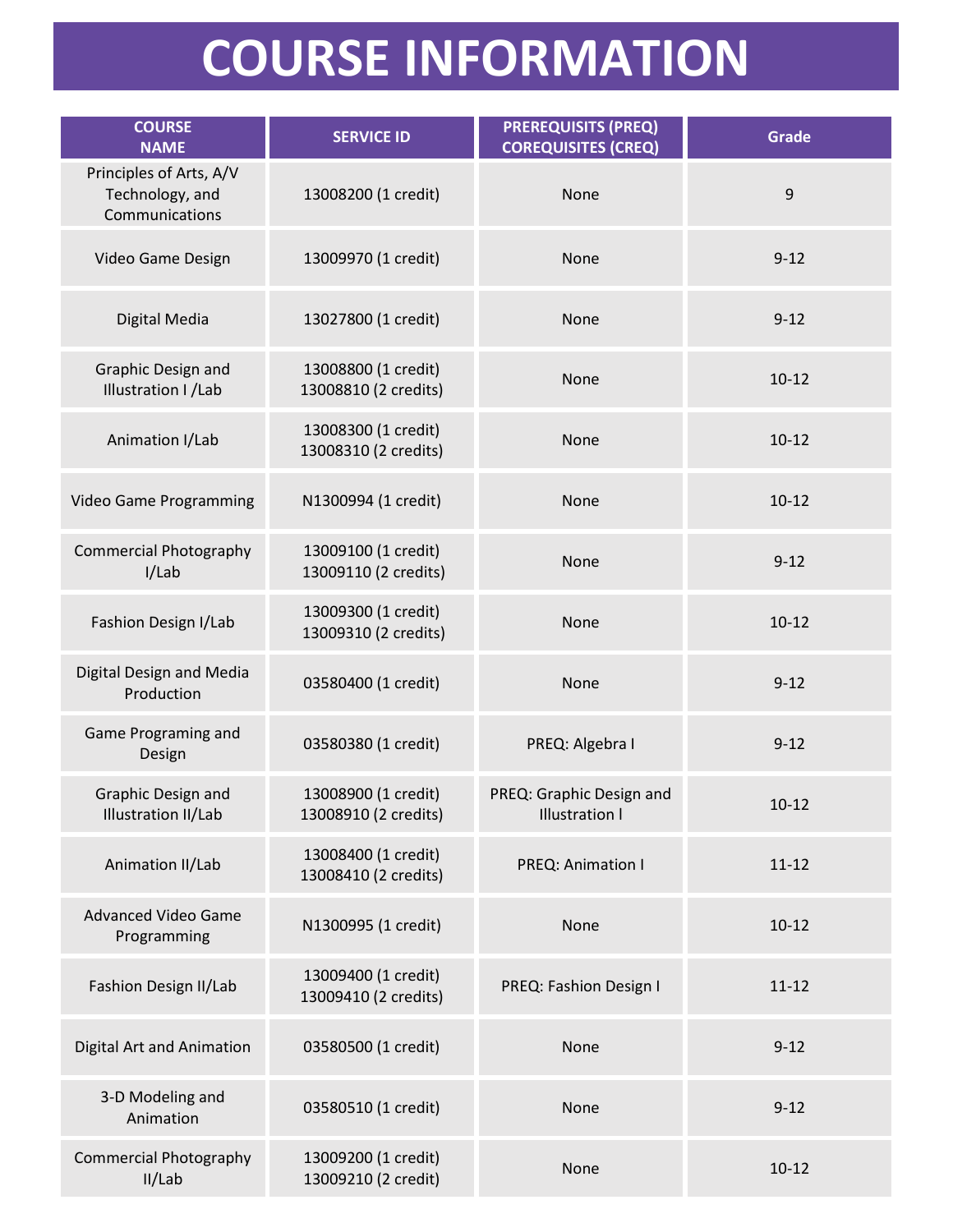# COURSE INFORMATION

| COURSE NAME | SERVICE ID | PREREQUISITS (PREQ) COREQUISITES (CREQ) | Grade |
|---|---|---|---|
| Principles of Arts, A/V Technology, and Communications | 13008200 (1 credit) | None | 9 |
| Video Game Design | 13009970 (1 credit) | None | 9-12 |
| Digital Media | 13027800 (1 credit) | None | 9-12 |
| Graphic Design and Illustration I /Lab | 13008800 (1 credit) 13008810 (2 credits) | None | 10-12 |
| Animation I/Lab | 13008300 (1 credit) 13008310 (2 credits) | None | 10-12 |
| Video Game Programming | N1300994 (1 credit) | None | 10-12 |
| Commercial Photography I/Lab | 13009100 (1 credit) 13009110 (2 credits) | None | 9-12 |
| Fashion Design I/Lab | 13009300 (1 credit) 13009310 (2 credits) | None | 10-12 |
| Digital Design and Media Production | 03580400 (1 credit) | None | 9-12 |
| Game Programing and Design | 03580380 (1 credit) | PREQ: Algebra I | 9-12 |
| Graphic Design and Illustration II/Lab | 13008900 (1 credit) 13008910 (2 credits) | PREQ: Graphic Design and Illustration I | 10-12 |
| Animation II/Lab | 13008400 (1 credit) 13008410 (2 credits) | PREQ: Animation I | 11-12 |
| Advanced Video Game Programming | N1300995 (1 credit) | None | 10-12 |
| Fashion Design II/Lab | 13009400 (1 credit) 13009410 (2 credits) | PREQ: Fashion Design I | 11-12 |
| Digital Art and Animation | 03580500 (1 credit) | None | 9-12 |
| 3-D Modeling and Animation | 03580510 (1 credit) | None | 9-12 |
| Commercial Photography II/Lab | 13009200 (1 credit) 13009210 (2 credits) | None | 10-12 |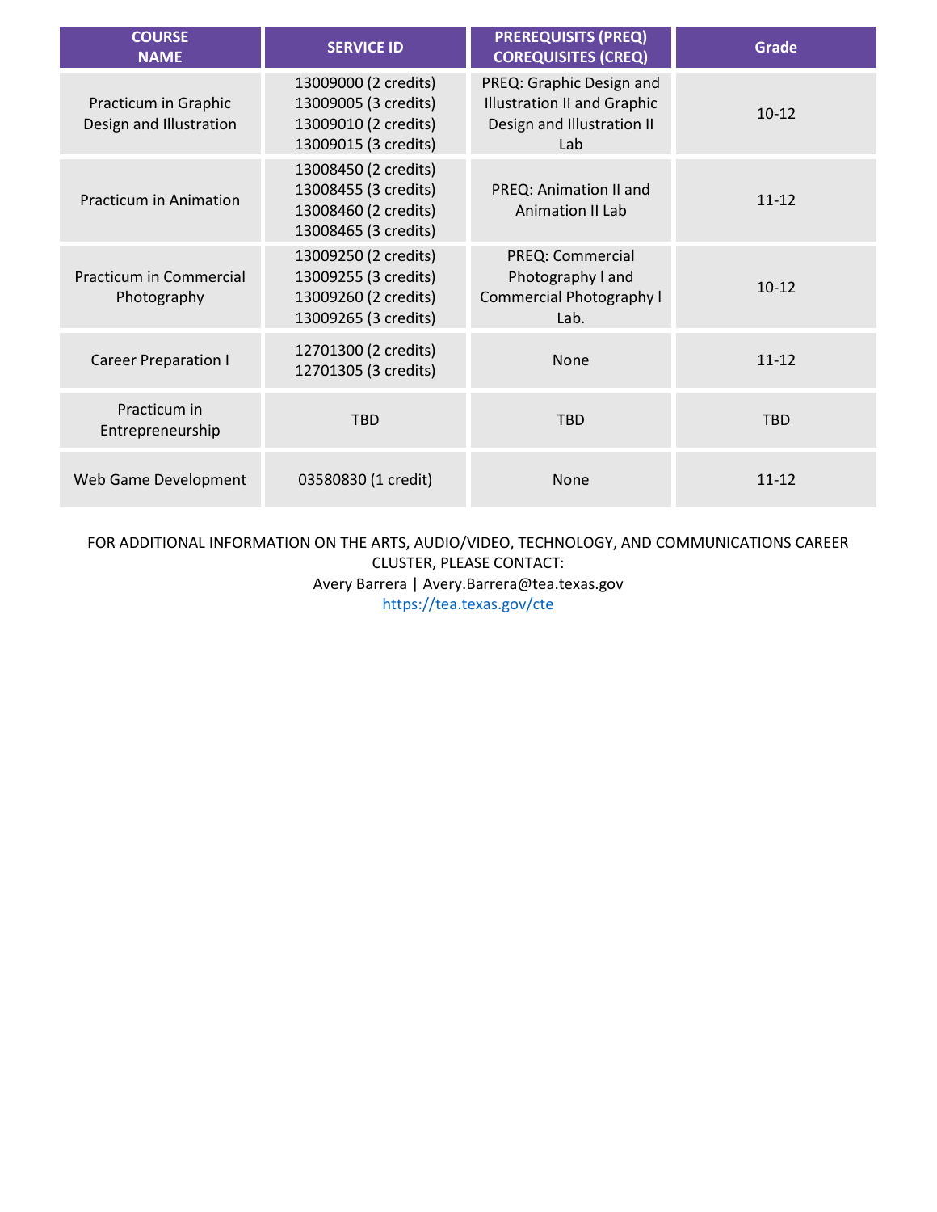| COURSE NAME | SERVICE ID | PREREQUISITS (PREQ) COREQUISITES (CREQ) | Grade |
|---|---|---|---|
| Practicum in Graphic Design and Illustration | 13009000 (2 credits)<br>13009005 (3 credits)<br>13009010 (2 credits)<br>13009015 (3 credits) | PREQ: Graphic Design and Illustration II and Graphic Design and Illustration II Lab | 10-12 |
| Practicum in Animation | 13008450 (2 credits)<br>13008455 (3 credits)<br>13008460 (2 credits)<br>13008465 (3 credits) | PREQ: Animation II and Animation II Lab | 11-12 |
| Practicum in Commercial Photography | 13009250 (2 credits)<br>13009255 (3 credits)<br>13009260 (2 credits)<br>13009265 (3 credits) | PREQ: Commercial Photography I and Commercial Photography I Lab. | 10-12 |
| Career Preparation I | 12701300 (2 credits)<br>12701305 (3 credits) | None | 11-12 |
| Practicum in Entrepreneurship | TBD | TBD | TBD |
| Web Game Development | 03580830 (1 credit) | None | 11-12 |

FOR ADDITIONAL INFORMATION ON THE ARTS, AUDIO/VIDEO, TECHNOLOGY, AND COMMUNICATIONS CAREER CLUSTER, PLEASE CONTACT:

Avery Barrera | Avery.Barrera@tea.texas.gov

https://tea.texas.gov/cte